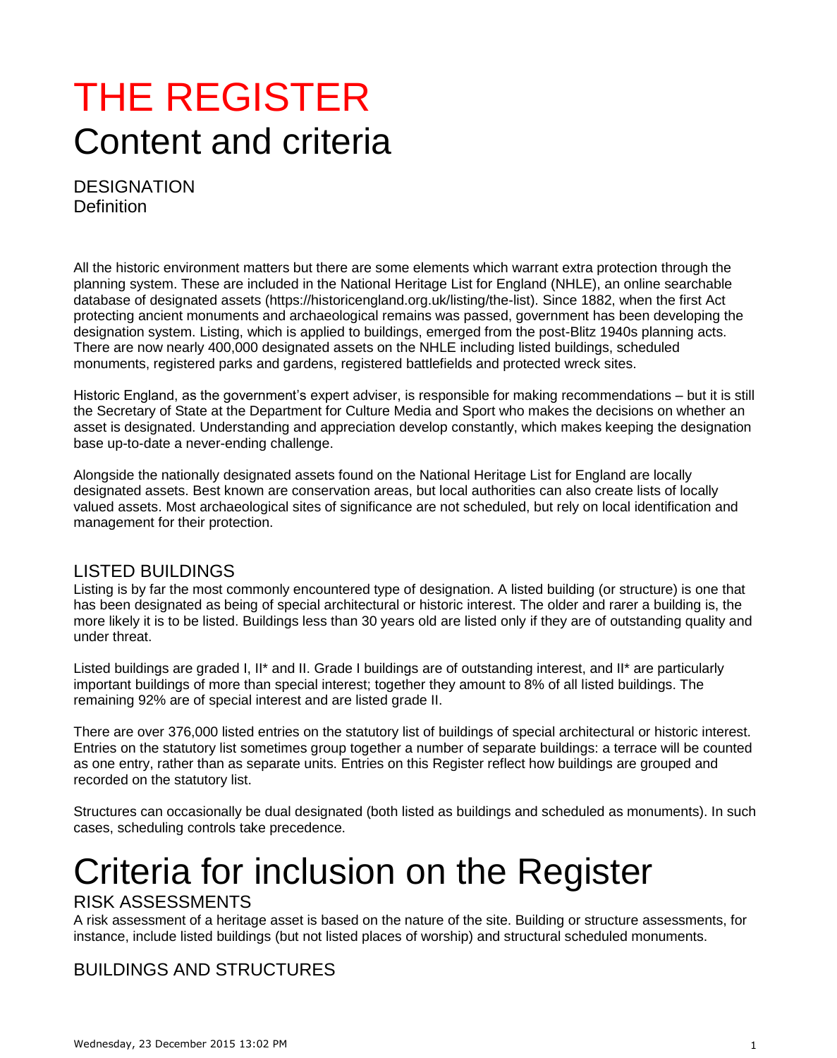# THE REGISTER

# Content and criteria

## DESIGNATION

### Definition

All the historic environment matters but there are some elements which warrant extra protection through the planning system. These are included in the National Heritage List for England (NHLE), an online searchable database of designated assets (https://historicengland.org.uk/listing/the-list). Since 1882, when the first Act protecting ancient monuments and archaeological remains was passed, government has been developing the designation system. Listing, which is applied to buildings, emerged from the post-Blitz 1940s planning acts. There are now nearly 400,000 designated assets on the NHLE including listed buildings, scheduled monuments, registered parks and gardens, registered battlefields and protected wreck sites.

Historic England, as the government's expert adviser, is responsible for making recommendations – but it is still the Secretary of State at the Department for Culture Media and Sport who makes the decisions on whether an asset is designated. Understanding and appreciation develop constantly, which makes keeping the designation base up-to-date a never-ending challenge.

Alongside the nationally designated assets found on the National Heritage List for England are locally designated assets. Best known are conservation areas, but local authorities can also create lists of locally valued assets. Most archaeological sites of significance are not scheduled, but rely on local identification and management for their protection.

## LISTED BUILDINGS

Listing is by far the most commonly encountered type of designation. A listed building (or structure) is one that has been designated as being of special architectural or historic interest. The older and rarer a building is, the more likely it is to be listed. Buildings less than 30 years old are listed only if they are of outstanding quality and under threat.

Listed buildings are graded I, II* and II. Grade I buildings are of outstanding interest, and II* are particularly important buildings of more than special interest; together they amount to 8% of all listed buildings. The remaining 92% are of special interest and are listed grade II.

There are over 376,000 listed entries on the statutory list of buildings of special architectural or historic interest. Entries on the statutory list sometimes group together a number of separate buildings: a terrace will be counted as one entry, rather than as separate units. Entries on this Register reflect how buildings are grouped and recorded on the statutory list.

Structures can occasionally be dual designated (both listed as buildings and scheduled as monuments). In such cases, scheduling controls take precedence.

# Criteria for inclusion on the Register

## RISK ASSESSMENTS

A risk assessment of a heritage asset is based on the nature of the site. Building or structure assessments, for instance, include listed buildings (but not listed places of worship) and structural scheduled monuments.

## BUILDINGS AND STRUCTURES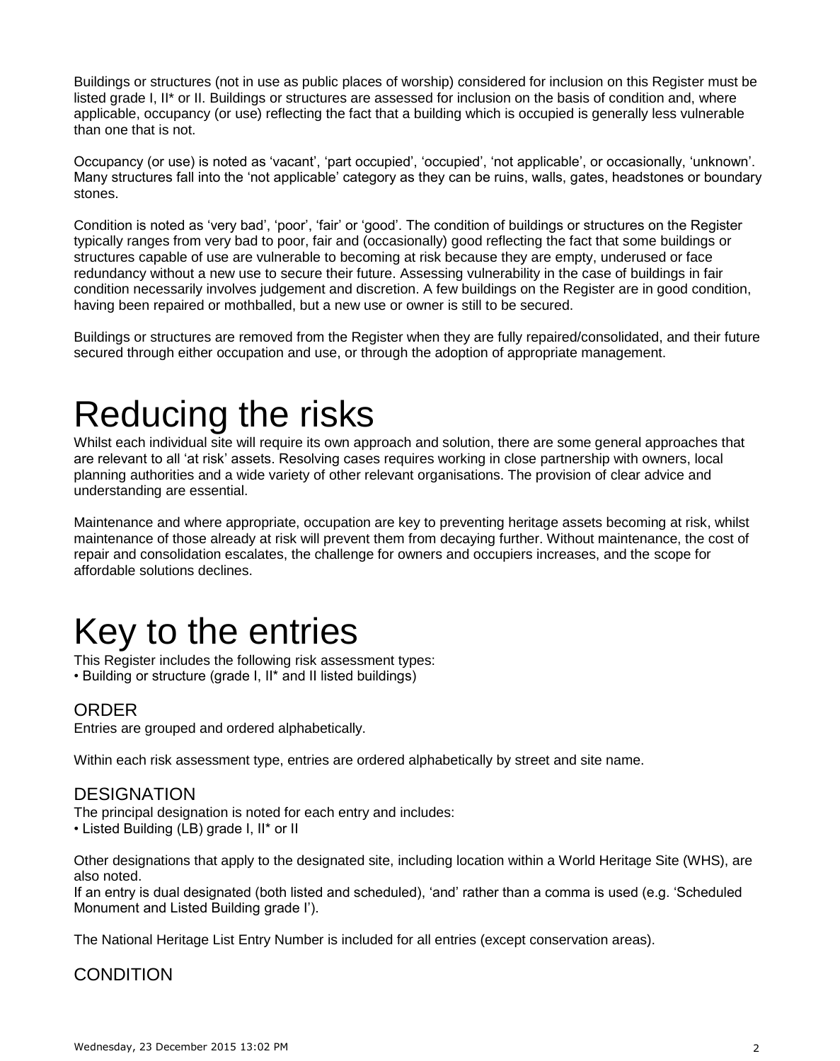Buildings or structures (not in use as public places of worship) considered for inclusion on this Register must be listed grade I, II* or II. Buildings or structures are assessed for inclusion on the basis of condition and, where applicable, occupancy (or use) reflecting the fact that a building which is occupied is generally less vulnerable than one that is not.

Occupancy (or use) is noted as 'vacant', 'part occupied', 'occupied', 'not applicable', or occasionally, 'unknown'. Many structures fall into the 'not applicable' category as they can be ruins, walls, gates, headstones or boundary stones.

Condition is noted as 'very bad', 'poor', 'fair' or 'good'. The condition of buildings or structures on the Register typically ranges from very bad to poor, fair and (occasionally) good reflecting the fact that some buildings or structures capable of use are vulnerable to becoming at risk because they are empty, underused or face redundancy without a new use to secure their future. Assessing vulnerability in the case of buildings in fair condition necessarily involves judgement and discretion. A few buildings on the Register are in good condition, having been repaired or mothballed, but a new use or owner is still to be secured.

Buildings or structures are removed from the Register when they are fully repaired/consolidated, and their future secured through either occupation and use, or through the adoption of appropriate management.

# Reducing the risks

Whilst each individual site will require its own approach and solution, there are some general approaches that are relevant to all 'at risk' assets. Resolving cases requires working in close partnership with owners, local planning authorities and a wide variety of other relevant organisations. The provision of clear advice and understanding are essential.

Maintenance and where appropriate, occupation are key to preventing heritage assets becoming at risk, whilst maintenance of those already at risk will prevent them from decaying further. Without maintenance, the cost of repair and consolidation escalates, the challenge for owners and occupiers increases, and the scope for affordable solutions declines.

# Key to the entries

This Register includes the following risk assessment types:
• Building or structure (grade I, II* and II listed buildings)

## ORDER

Entries are grouped and ordered alphabetically.

Within each risk assessment type, entries are ordered alphabetically by street and site name.

## DESIGNATION

The principal designation is noted for each entry and includes:
• Listed Building (LB) grade I, II* or II

Other designations that apply to the designated site, including location within a World Heritage Site (WHS), are also noted.
If an entry is dual designated (both listed and scheduled), 'and' rather than a comma is used (e.g. 'Scheduled Monument and Listed Building grade I').

The National Heritage List Entry Number is included for all entries (except conservation areas).

## CONDITION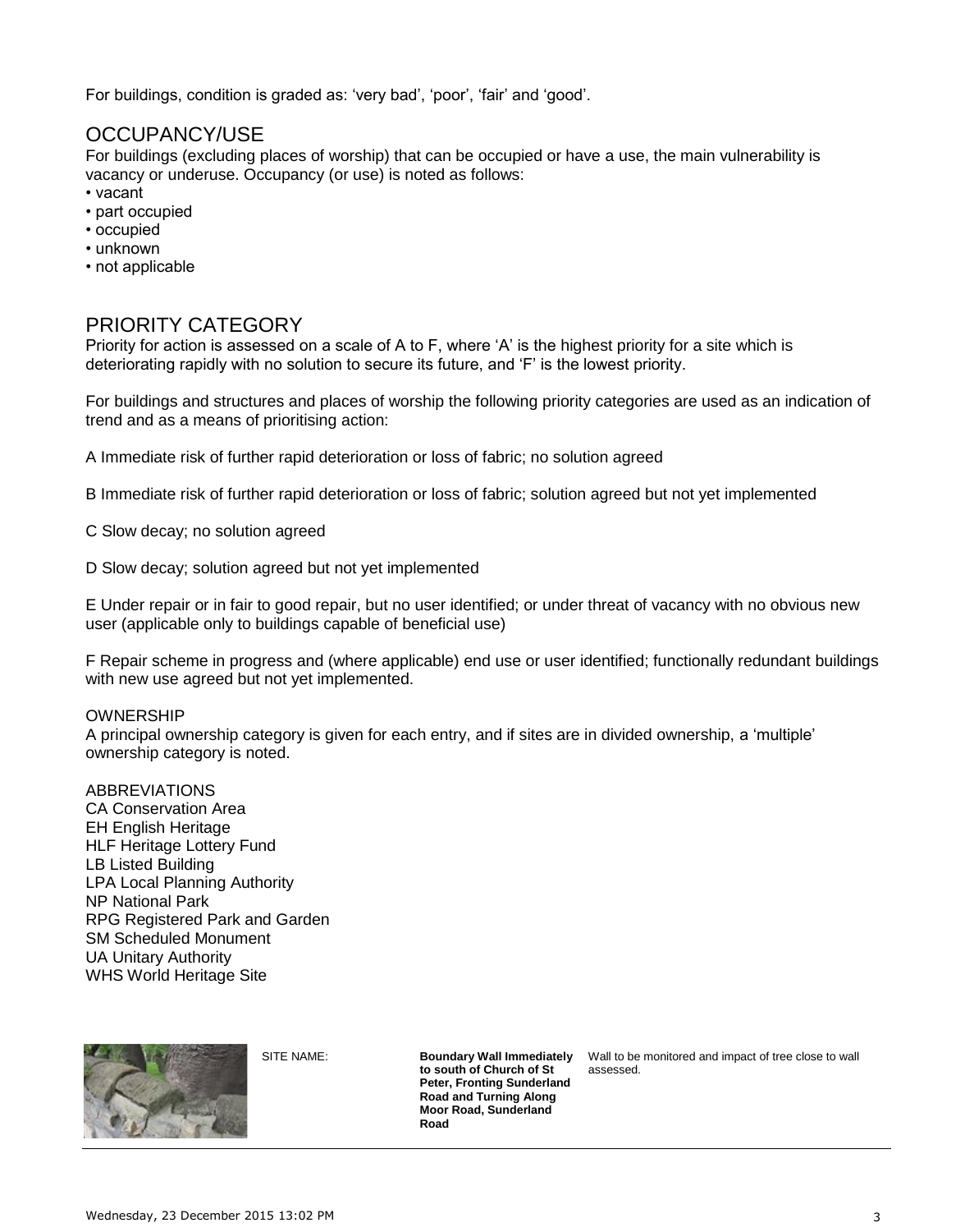For buildings, condition is graded as: 'very bad', 'poor', 'fair' and 'good'.

## OCCUPANCY/USE

For buildings (excluding places of worship) that can be occupied or have a use, the main vulnerability is vacancy or underuse. Occupancy (or use) is noted as follows:

- vacant
- part occupied
- occupied
- unknown
- not applicable

## PRIORITY CATEGORY

Priority for action is assessed on a scale of A to F, where 'A' is the highest priority for a site which is deteriorating rapidly with no solution to secure its future, and 'F' is the lowest priority.

For buildings and structures and places of worship the following priority categories are used as an indication of trend and as a means of prioritising action:

A Immediate risk of further rapid deterioration or loss of fabric; no solution agreed

B Immediate risk of further rapid deterioration or loss of fabric; solution agreed but not yet implemented

C Slow decay; no solution agreed

D Slow decay; solution agreed but not yet implemented

E Under repair or in fair to good repair, but no user identified; or under threat of vacancy with no obvious new user (applicable only to buildings capable of beneficial use)

F Repair scheme in progress and (where applicable) end use or user identified; functionally redundant buildings with new use agreed but not yet implemented.

OWNERSHIP

A principal ownership category is given for each entry, and if sites are in divided ownership, a 'multiple' ownership category is noted.

ABBREVIATIONS

CA Conservation Area
EH English Heritage
HLF Heritage Lottery Fund
LB Listed Building
LPA Local Planning Authority
NP National Park
RPG Registered Park and Garden
SM Scheduled Monument
UA Unitary Authority
WHS World Heritage Site

| SITE NAME: | **Boundary Wall Immediately to south of Church of St Peter, Fronting Sunderland Road and Turning Along Moor Road, Sunderland Road** | Wall to be monitored and impact of tree close to wall assessed. |
|---|---|---|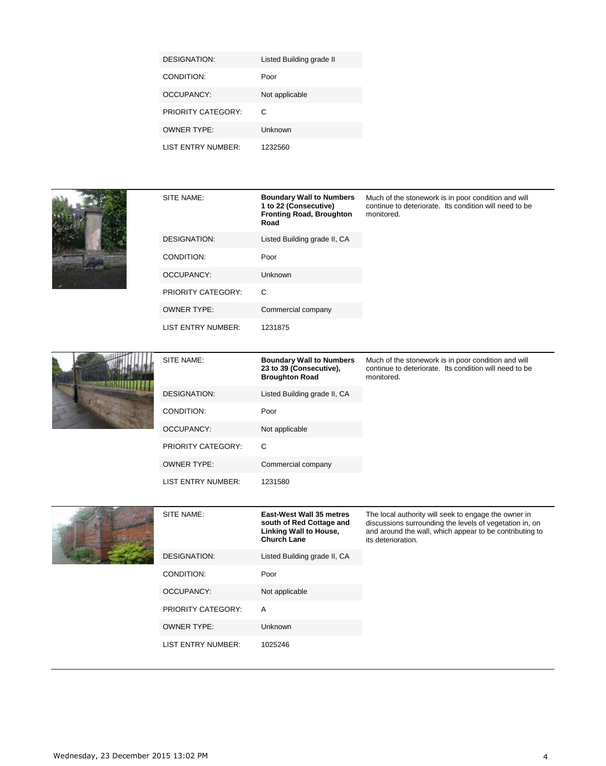| | |
|---|---|
| DESIGNATION: | Listed Building grade II |
| CONDITION: | Poor |
| OCCUPANCY: | Not applicable |
| PRIORITY CATEGORY: | C |
| OWNER TYPE: | Unknown |
| LIST ENTRY NUMBER: | 1232560 |

| | | |
|---|---|---|
| SITE NAME: | **Boundary Wall to Numbers 1 to 22 (Consecutive) Fronting Road, Broughton Road** | Much of the stonework is in poor condition and will continue to deteriorate. Its condition will need to be monitored. |
| DESIGNATION: | Listed Building grade II, CA | |
| CONDITION: | Poor | |
| OCCUPANCY: | Unknown | |
| PRIORITY CATEGORY: | C | |
| OWNER TYPE: | Commercial company | |
| LIST ENTRY NUMBER: | 1231875 | |

| | | |
|---|---|---|
| SITE NAME: | **Boundary Wall to Numbers 23 to 39 (Consecutive), Broughton Road** | Much of the stonework is in poor condition and will continue to deteriorate. Its condition will need to be monitored. |
| DESIGNATION: | Listed Building grade II, CA | |
| CONDITION: | Poor | |
| OCCUPANCY: | Not applicable | |
| PRIORITY CATEGORY: | C | |
| OWNER TYPE: | Commercial company | |
| LIST ENTRY NUMBER: | 1231580 | |

| | | |
|---|---|---|
| SITE NAME: | **East-West Wall 35 metres south of Red Cottage and Linking Wall to House, Church Lane** | The local authority will seek to engage the owner in discussions surrounding the levels of vegetation in, on and around the wall, which appear to be contributing to its deterioration. |
| DESIGNATION: | Listed Building grade II, CA | |
| CONDITION: | Poor | |
| OCCUPANCY: | Not applicable | |
| PRIORITY CATEGORY: | A | |
| OWNER TYPE: | Unknown | |
| LIST ENTRY NUMBER: | 1025246 | |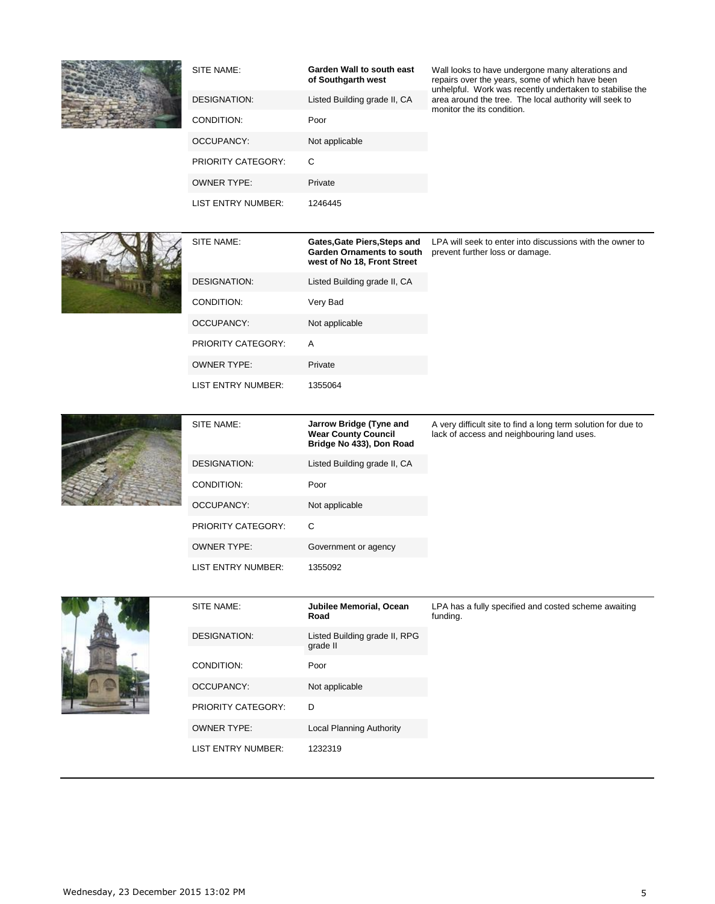| | |
|---|---|
| SITE NAME: | **Garden Wall to south east of Southgarth west** |
| DESIGNATION: | Listed Building grade II, CA |
| CONDITION: | Poor |
| OCCUPANCY: | Not applicable |
| PRIORITY CATEGORY: | C |
| OWNER TYPE: | Private |
| LIST ENTRY NUMBER: | 1246445 |

Wall looks to have undergone many alterations and repairs over the years, some of which have been unhelpful. Work was recently undertaken to stabilise the area around the tree. The local authority will seek to monitor the its condition.

---

| | |
|---|---|
| SITE NAME: | **Gates,Gate Piers,Steps and Garden Ornaments to south west of No 18, Front Street** |
| DESIGNATION: | Listed Building grade II, CA |
| CONDITION: | Very Bad |
| OCCUPANCY: | Not applicable |
| PRIORITY CATEGORY: | A |
| OWNER TYPE: | Private |
| LIST ENTRY NUMBER: | 1355064 |

LPA will seek to enter into discussions with the owner to prevent further loss or damage.

---

| | |
|---|---|
| SITE NAME: | **Jarrow Bridge (Tyne and Wear County Council Bridge No 433), Don Road** |
| DESIGNATION: | Listed Building grade II, CA |
| CONDITION: | Poor |
| OCCUPANCY: | Not applicable |
| PRIORITY CATEGORY: | C |
| OWNER TYPE: | Government or agency |
| LIST ENTRY NUMBER: | 1355092 |

A very difficult site to find a long term solution for due to lack of access and neighbouring land uses.

---

| | |
|---|---|
| SITE NAME: | **Jubilee Memorial, Ocean Road** |
| DESIGNATION: | Listed Building grade II, RPG grade II |
| CONDITION: | Poor |
| OCCUPANCY: | Not applicable |
| PRIORITY CATEGORY: | D |
| OWNER TYPE: | Local Planning Authority |
| LIST ENTRY NUMBER: | 1232319 |

LPA has a fully specified and costed scheme awaiting funding.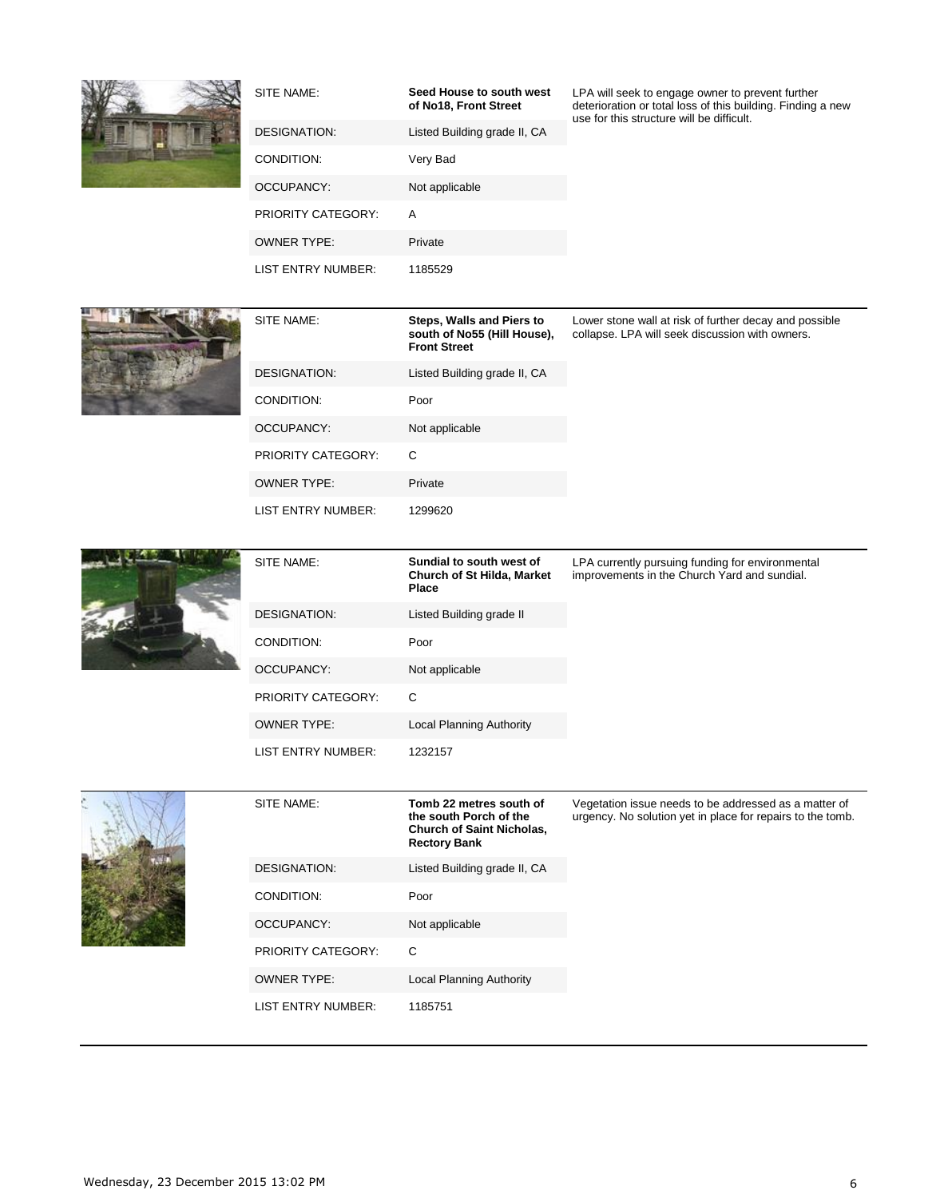| SITE NAME: | **Seed House to south west of No18, Front Street** | LPA will seek to engage owner to prevent further deterioration or total loss of this building. Finding a new use for this structure will be difficult. |
|---|---|---|
| DESIGNATION: | Listed Building grade II, CA | |
| CONDITION: | Very Bad | |
| OCCUPANCY: | Not applicable | |
| PRIORITY CATEGORY: | A | |
| OWNER TYPE: | Private | |
| LIST ENTRY NUMBER: | 1185529 | |

| SITE NAME: | **Steps, Walls and Piers to south of No55 (Hill House), Front Street** | Lower stone wall at risk of further decay and possible collapse. LPA will seek discussion with owners. |
|---|---|---|
| DESIGNATION: | Listed Building grade II, CA | |
| CONDITION: | Poor | |
| OCCUPANCY: | Not applicable | |
| PRIORITY CATEGORY: | C | |
| OWNER TYPE: | Private | |
| LIST ENTRY NUMBER: | 1299620 | |

| SITE NAME: | **Sundial to south west of Church of St Hilda, Market Place** | LPA currently pursuing funding for environmental improvements in the Church Yard and sundial. |
|---|---|---|
| DESIGNATION: | Listed Building grade II | |
| CONDITION: | Poor | |
| OCCUPANCY: | Not applicable | |
| PRIORITY CATEGORY: | C | |
| OWNER TYPE: | Local Planning Authority | |
| LIST ENTRY NUMBER: | 1232157 | |

| SITE NAME: | **Tomb 22 metres south of the south Porch of the Church of Saint Nicholas, Rectory Bank** | Vegetation issue needs to be addressed as a matter of urgency. No solution yet in place for repairs to the tomb. |
|---|---|---|
| DESIGNATION: | Listed Building grade II, CA | |
| CONDITION: | Poor | |
| OCCUPANCY: | Not applicable | |
| PRIORITY CATEGORY: | C | |
| OWNER TYPE: | Local Planning Authority | |
| LIST ENTRY NUMBER: | 1185751 | |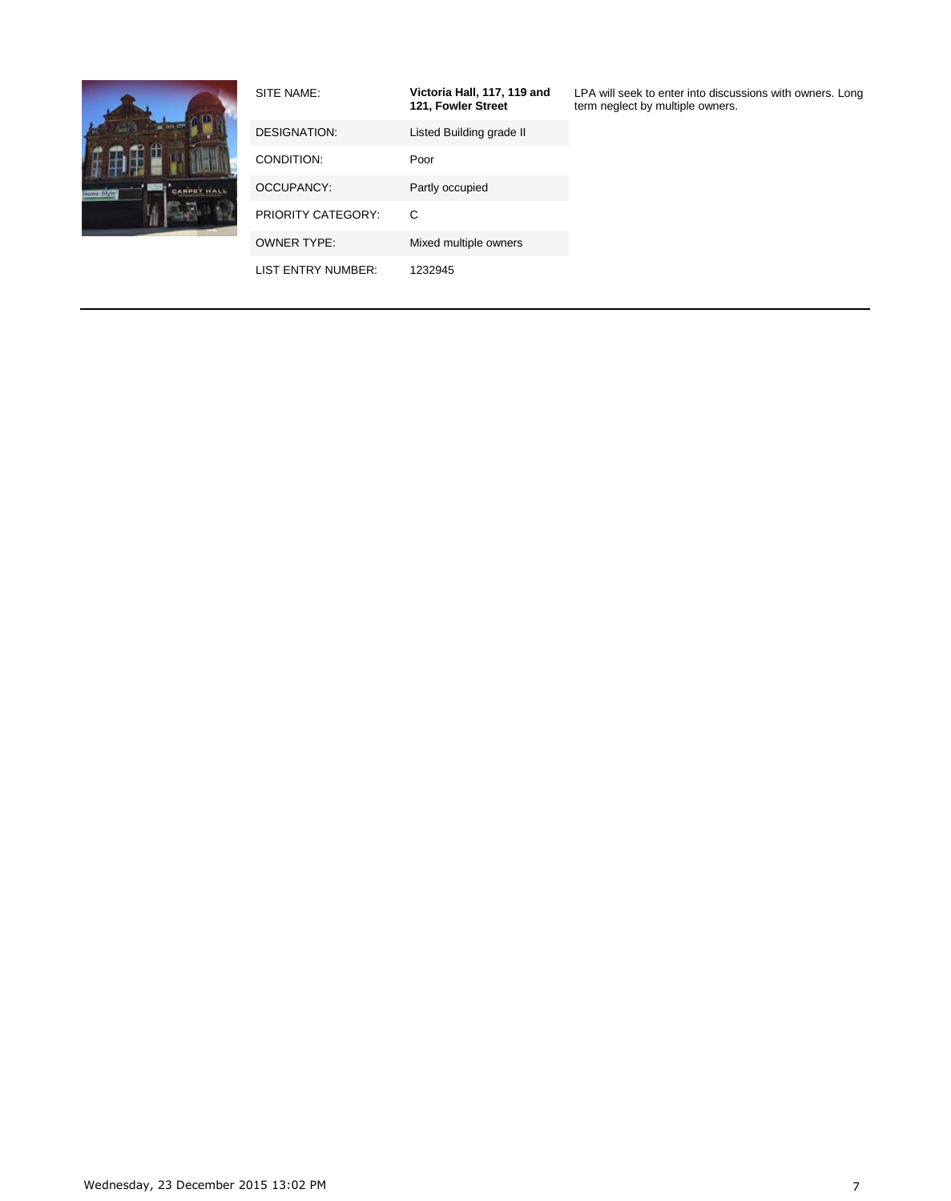| | |
|---|---|
| SITE NAME: | **Victoria Hall, 117, 119 and 121, Fowler Street** |
| DESIGNATION: | Listed Building grade II |
| CONDITION: | Poor |
| OCCUPANCY: | Partly occupied |
| PRIORITY CATEGORY: | C |
| OWNER TYPE: | Mixed multiple owners |
| LIST ENTRY NUMBER: | 1232945 |

LPA will seek to enter into discussions with owners. Long term neglect by multiple owners.

Wednesday, 23 December 2015 13:02 PM